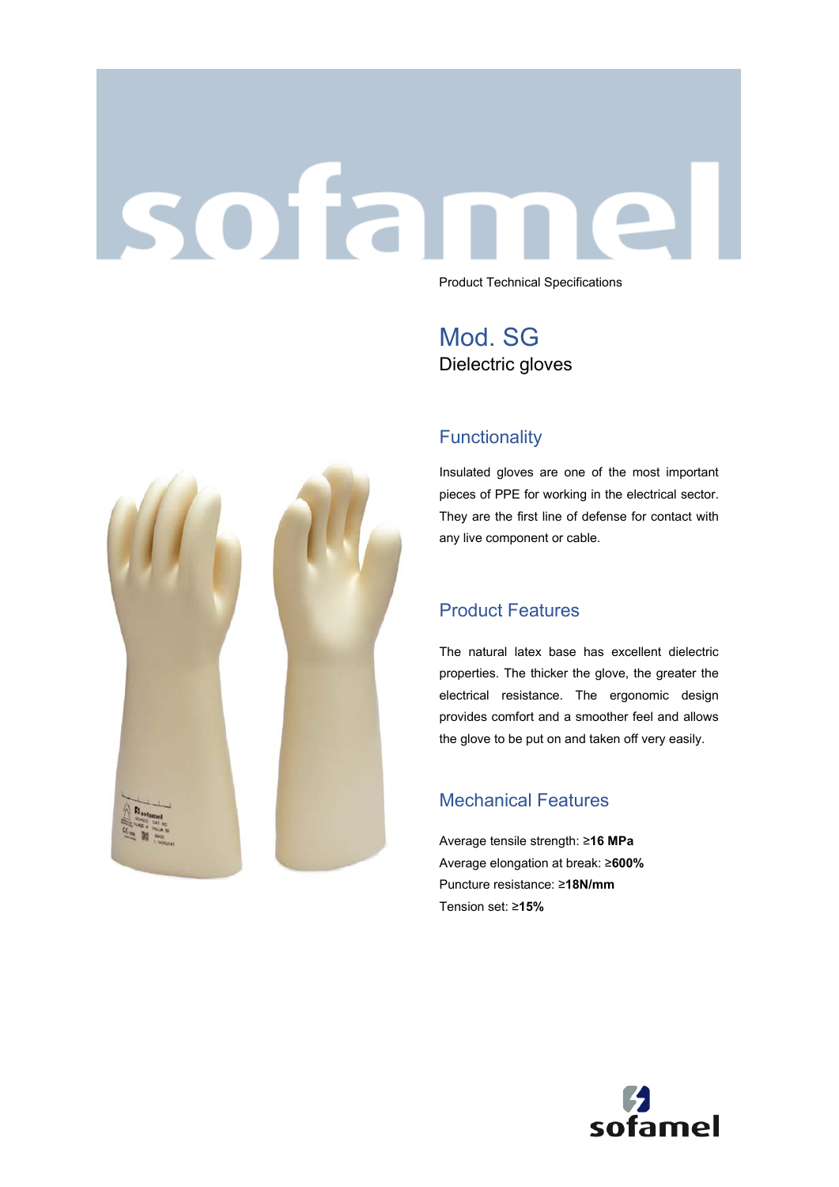Product Technical Specifications

# Mod. SG

Dielectric gloves

## Functionality

Insulated gloves are one of the most important pieces of PPE for working in the electrical sector. They are the first line of defense for contact with any live component or cable.

## Product Features

The natural latex base has excellent dielectric properties. The thicker the glove, the greater the electrical resistance. The ergonomic design provides comfort and a smoother feel and allows the glove to be put on and taken off very easily.

## Mechanical Features

Average tensile strength: ≥**16 MPa**
Average elongation at break: ≥**600%**
Puncture resistance: ≥**18N/mm**
Tension set: ≥**15%**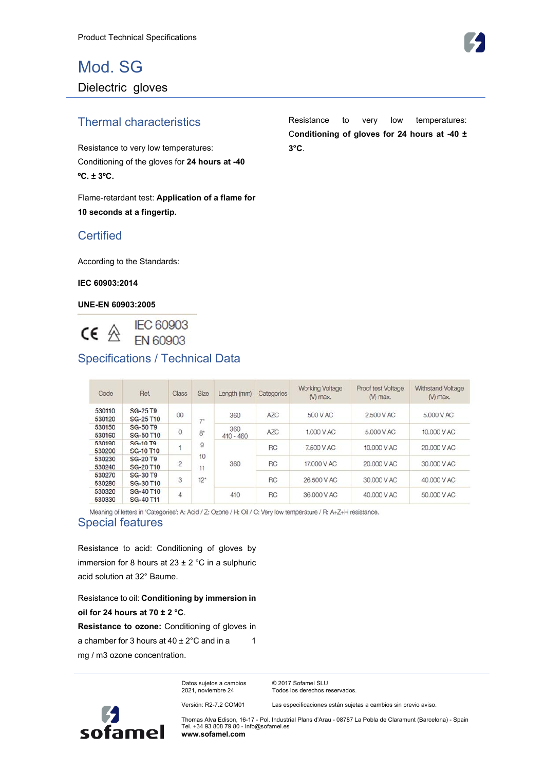# Mod. SG

Dielectric gloves

## Thermal characteristics

Resistance to very low temperatures: Conditioning of the gloves for **24 hours at -40 ºC. ± 3ºC.**

Flame-retardant test: **Application of a flame for 10 seconds at a fingertip.**

## Certified

According to the Standards:

**IEC 60903:2014**

**UNE-EN 60903:2005**

IEC 60903
EN 60903

## Specifications / Technical Data

| Code | Ref. | Class | Size | Length (mm) | Categories | Working Voltage (V) max. | Proof test Voltage (V) max. | Withstand Voltage (V) max. |
|---|---|---|---|---|---|---|---|---|
| 530110<br>530120 | SG-25 T9<br>SG-25 T10 | 00 | 7" | 360 | AZC | 500 V AC | 2.500 V AC | 5.000 V AC |
| 530150<br>530160 | SG-50 T9<br>SG-50 T10 | 0 | 8" | 360<br>410 - 460 | AZC | 1.000 V AC | 5.000 V AC | 10.000 V AC |
| 530190<br>530200 | SG-10 T9<br>SG-10 T10 | 1 | 9 | 360 | RC | 7.500 V AC | 10.000 V AC | 20.000 V AC |
| 530230<br>530240 | SG-20 T9<br>SG-20 T10 | 2 | 10<br>11 | 360 | RC | 17.000 V AC | 20.000 V AC | 30.000 V AC |
| 530270<br>530280 | SG-30 T9<br>SG-30 T10 | 3 | 12" | 360 | RC | 26.500 V AC | 30.000 V AC | 40.000 V AC |
| 530320<br>530330 | SG-40 T10<br>SG-40 T11 | 4 | | 410 | RC | 36.000 V AC | 40.000 V AC | 50.000 V AC |

Meaning of letters in 'Categories': A: Acid / Z: Ozone / H: Oil / C: Very low temperature / R: A+Z+H resistance.

## Special features

Resistance to acid: Conditioning of gloves by immersion for 8 hours at 23 ± 2 °C in a sulphuric acid solution at 32° Baume.

Resistance to oil: **Conditioning by immersion in oil for 24 hours at 70 ± 2 °C**.

**Resistance to ozone:** Conditioning of gloves in a chamber for 3 hours at 40 ± 2°C and in a 1 mg / m3 ozone concentration.

Resistance to very low temperatures: **Conditioning of gloves for 24 hours at -40 ± 3°C**.

Datos sujetos a cambios
2021, noviembre 24

© 2017 Sofamel SLU
Todos los derechos reservados.

Versión: R2-7.2 COM01

Las especificaciones están sujetas a cambios sin previo aviso.

Thomas Alva Edison, 16-17 - Pol. Industrial Plans d'Arau - 08787 La Pobla de Claramunt (Barcelona) - Spain
Tel. +34 93 808 79 80 - Info@sofamel.es
**www.sofamel.com**